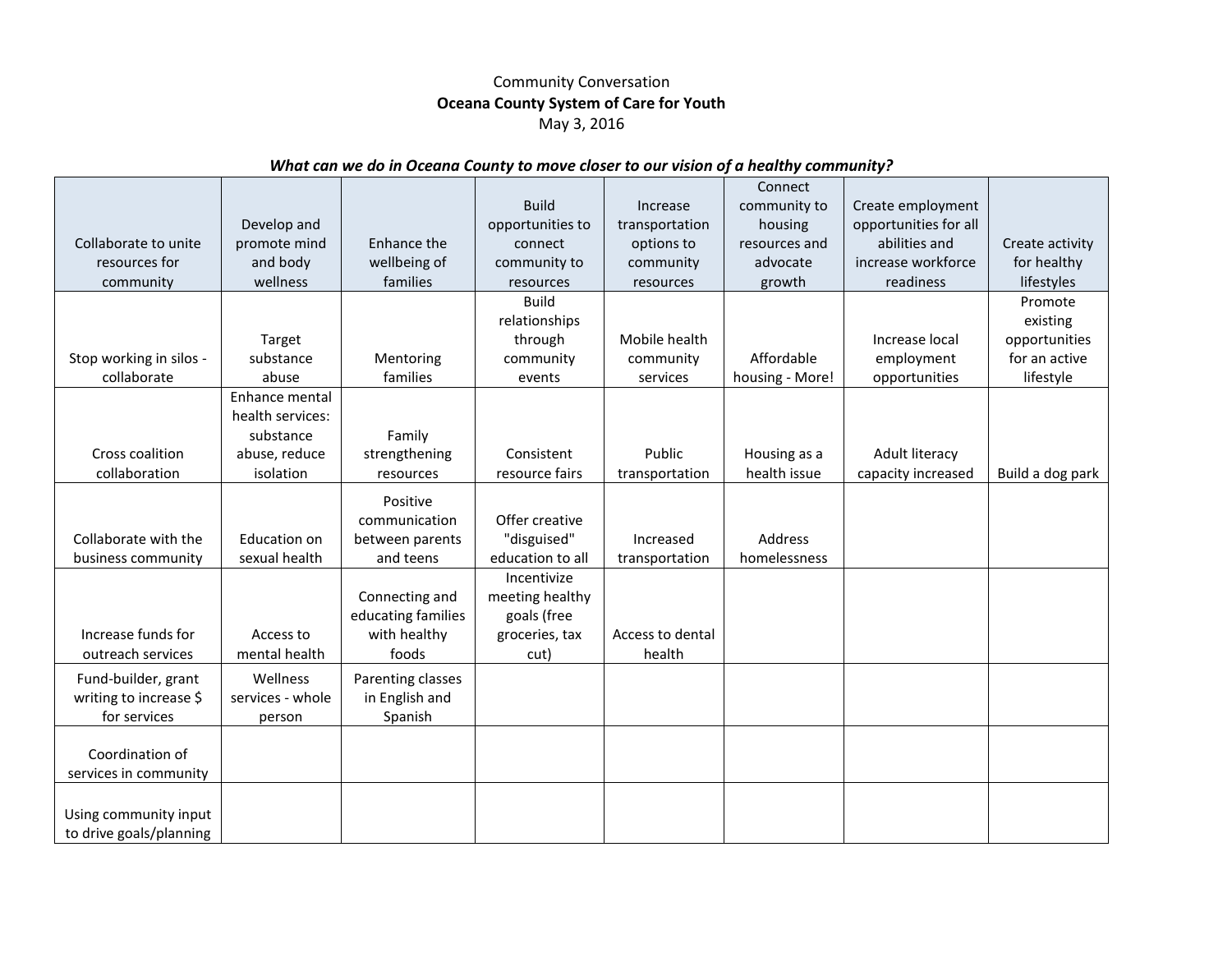Community Conversation

**Oceana County System of Care for Youth**

May 3, 2016

***What can we do in Oceana County to move closer to our vision of a healthy community?***

| Collaborate to unite resources for community | Develop and promote mind and body wellness | Enhance the wellbeing of families | Build opportunities to connect community to resources | Increase transportation options to community resources | Connect community to housing resources and advocate growth | Create employment opportunities for all abilities and increase workforce readiness | Create activity for healthy lifestyles |
|---|---|---|---|---|---|---|---|
| Stop working in silos - collaborate | Target substance abuse | Mentoring families | Build relationships through community events | Mobile health community services | Affordable housing - More! | Increase local employment opportunities | Promote existing opportunities for an active lifestyle |
| Cross coalition collaboration | Enhance mental health services: substance abuse, reduce isolation | Family strengthening resources | Consistent resource fairs | Public transportation | Housing as a health issue | Adult literacy capacity increased | Build a dog park |
| Collaborate with the business community | Education on sexual health | Positive communication between parents and teens | Offer creative "disguised" education to all | Increased transportation | Address homelessness | | |
| Increase funds for outreach services | Access to mental health | Connecting and educating families with healthy foods | Incentivize meeting healthy goals (free groceries, tax cut) | Access to dental health | | | |
| Fund-builder, grant writing to increase $ for services | Wellness services - whole person | Parenting classes in English and Spanish | | | | | |
| Coordination of services in community | | | | | | | |
| Using community input to drive goals/planning | | | | | | | |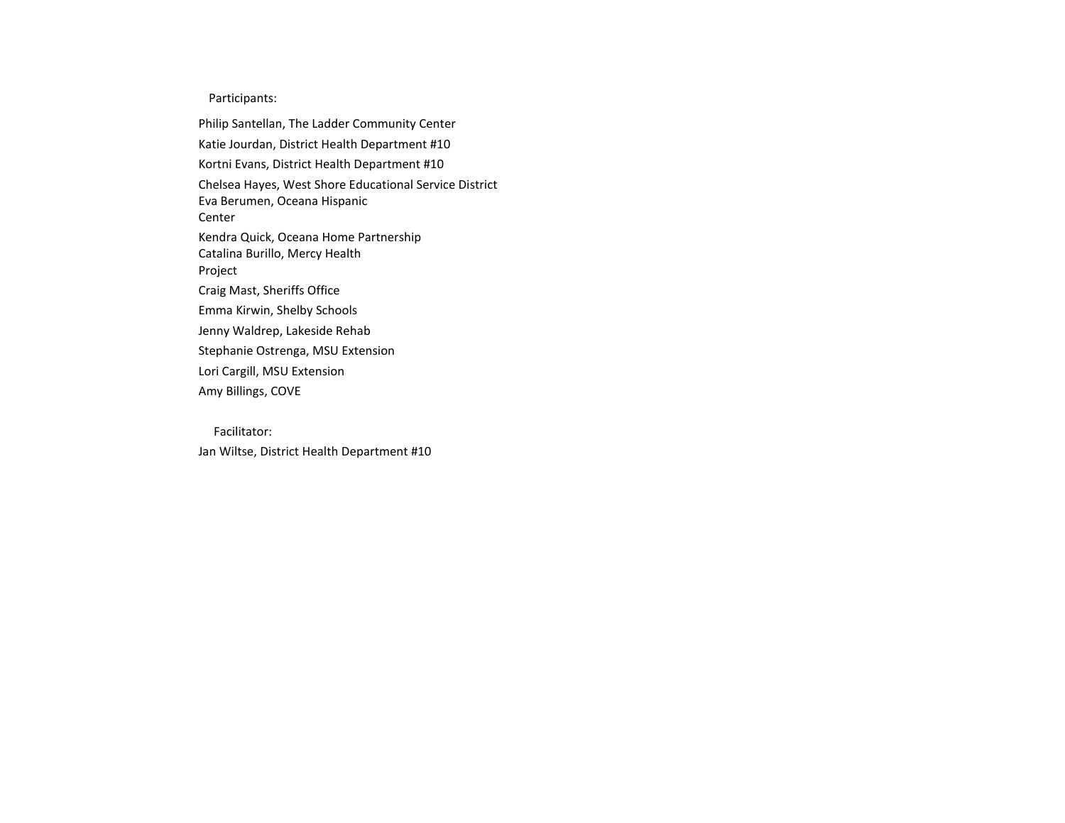Participants:

Philip Santellan, The Ladder Community Center

Katie Jourdan, District Health Department #10

Kortni Evans, District Health Department #10

Chelsea Hayes, West Shore Educational Service District

Eva Berumen, Oceana Hispanic Center

Kendra Quick, Oceana Home Partnership

Catalina Burillo, Mercy Health Project

Craig Mast, Sheriffs Office

Emma Kirwin, Shelby Schools

Jenny Waldrep, Lakeside Rehab

Stephanie Ostrenga, MSU Extension

Lori Cargill, MSU Extension

Amy Billings, COVE

Facilitator:

Jan Wiltse, District Health Department #10